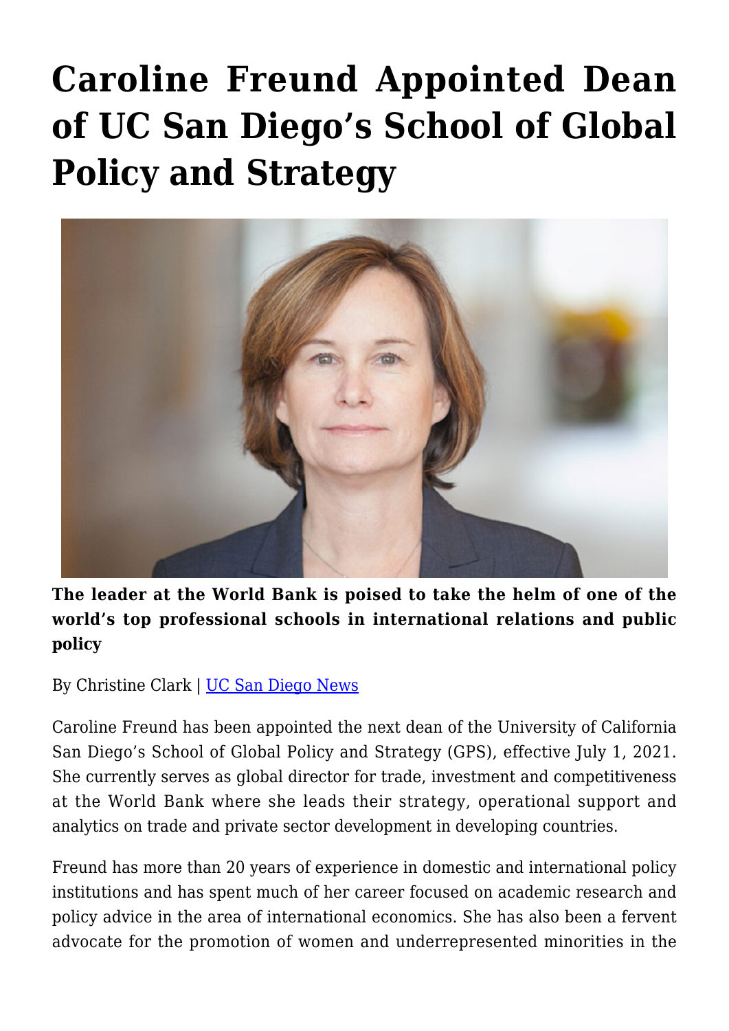# Caroline Freund Appointed Dean of UC San Diego's School of Global Policy and Strategy

**The leader at the World Bank is poised to take the helm of one of the world's top professional schools in international relations and public policy**

By Christine Clark | UC San Diego News

Caroline Freund has been appointed the next dean of the University of California San Diego's School of Global Policy and Strategy (GPS), effective July 1, 2021. She currently serves as global director for trade, investment and competitiveness at the World Bank where she leads their strategy, operational support and analytics on trade and private sector development in developing countries.

Freund has more than 20 years of experience in domestic and international policy institutions and has spent much of her career focused on academic research and policy advice in the area of international economics. She has also been a fervent advocate for the promotion of women and underrepresented minorities in the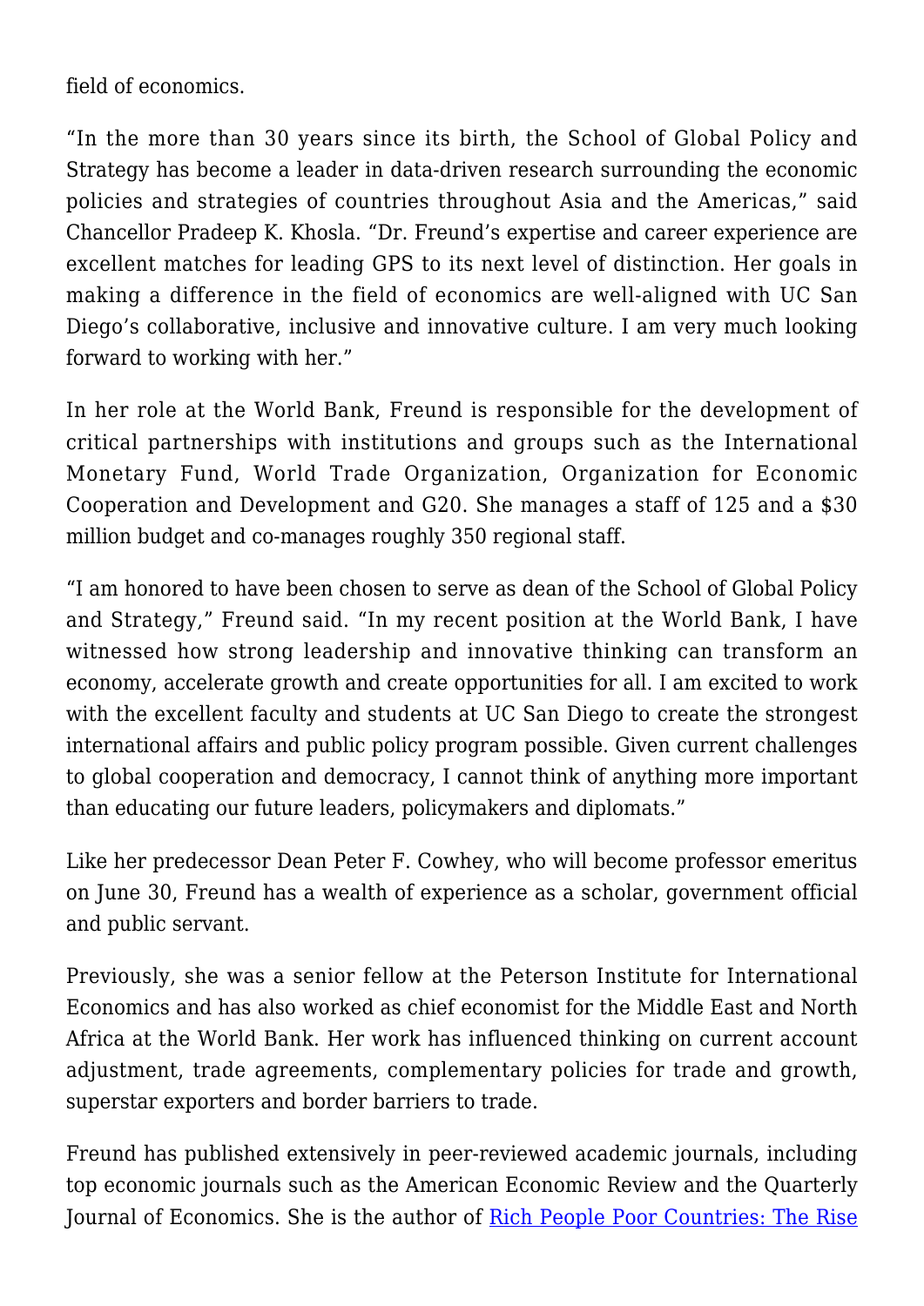field of economics.

"In the more than 30 years since its birth, the School of Global Policy and Strategy has become a leader in data-driven research surrounding the economic policies and strategies of countries throughout Asia and the Americas," said Chancellor Pradeep K. Khosla. "Dr. Freund's expertise and career experience are excellent matches for leading GPS to its next level of distinction. Her goals in making a difference in the field of economics are well-aligned with UC San Diego's collaborative, inclusive and innovative culture. I am very much looking forward to working with her."

In her role at the World Bank, Freund is responsible for the development of critical partnerships with institutions and groups such as the International Monetary Fund, World Trade Organization, Organization for Economic Cooperation and Development and G20. She manages a staff of 125 and a $30 million budget and co-manages roughly 350 regional staff.

"I am honored to have been chosen to serve as dean of the School of Global Policy and Strategy," Freund said. "In my recent position at the World Bank, I have witnessed how strong leadership and innovative thinking can transform an economy, accelerate growth and create opportunities for all. I am excited to work with the excellent faculty and students at UC San Diego to create the strongest international affairs and public policy program possible. Given current challenges to global cooperation and democracy, I cannot think of anything more important than educating our future leaders, policymakers and diplomats."

Like her predecessor Dean Peter F. Cowhey, who will become professor emeritus on June 30, Freund has a wealth of experience as a scholar, government official and public servant.

Previously, she was a senior fellow at the Peterson Institute for International Economics and has also worked as chief economist for the Middle East and North Africa at the World Bank. Her work has influenced thinking on current account adjustment, trade agreements, complementary policies for trade and growth, superstar exporters and border barriers to trade.

Freund has published extensively in peer-reviewed academic journals, including top economic journals such as the American Economic Review and the Quarterly Journal of Economics. She is the author of Rich People Poor Countries: The Rise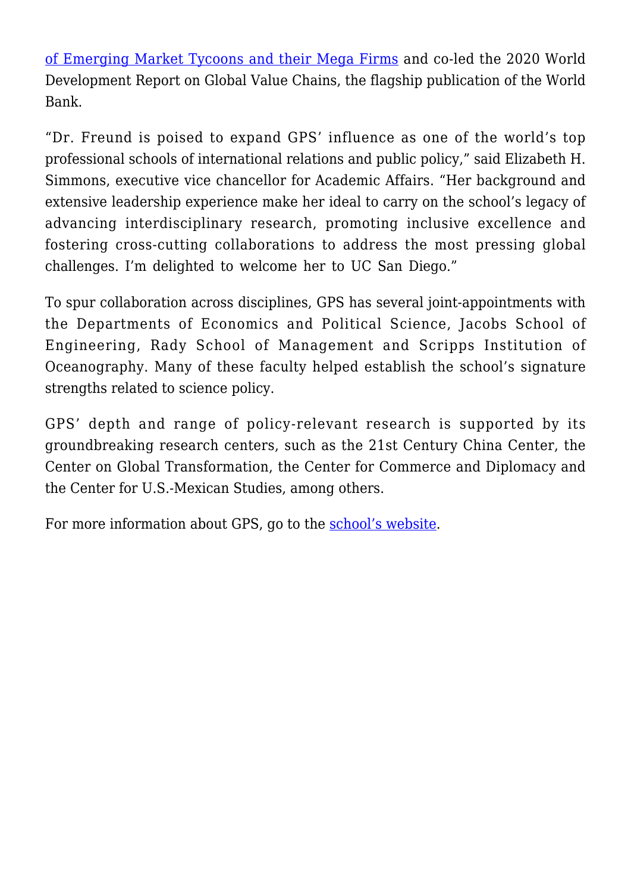of Emerging Market Tycoons and their Mega Firms and co-led the 2020 World Development Report on Global Value Chains, the flagship publication of the World Bank.

"Dr. Freund is poised to expand GPS' influence as one of the world's top professional schools of international relations and public policy," said Elizabeth H. Simmons, executive vice chancellor for Academic Affairs. "Her background and extensive leadership experience make her ideal to carry on the school's legacy of advancing interdisciplinary research, promoting inclusive excellence and fostering cross-cutting collaborations to address the most pressing global challenges. I'm delighted to welcome her to UC San Diego."

To spur collaboration across disciplines, GPS has several joint-appointments with the Departments of Economics and Political Science, Jacobs School of Engineering, Rady School of Management and Scripps Institution of Oceanography. Many of these faculty helped establish the school's signature strengths related to science policy.

GPS' depth and range of policy-relevant research is supported by its groundbreaking research centers, such as the 21st Century China Center, the Center on Global Transformation, the Center for Commerce and Diplomacy and the Center for U.S.-Mexican Studies, among others.

For more information about GPS, go to the school's website.